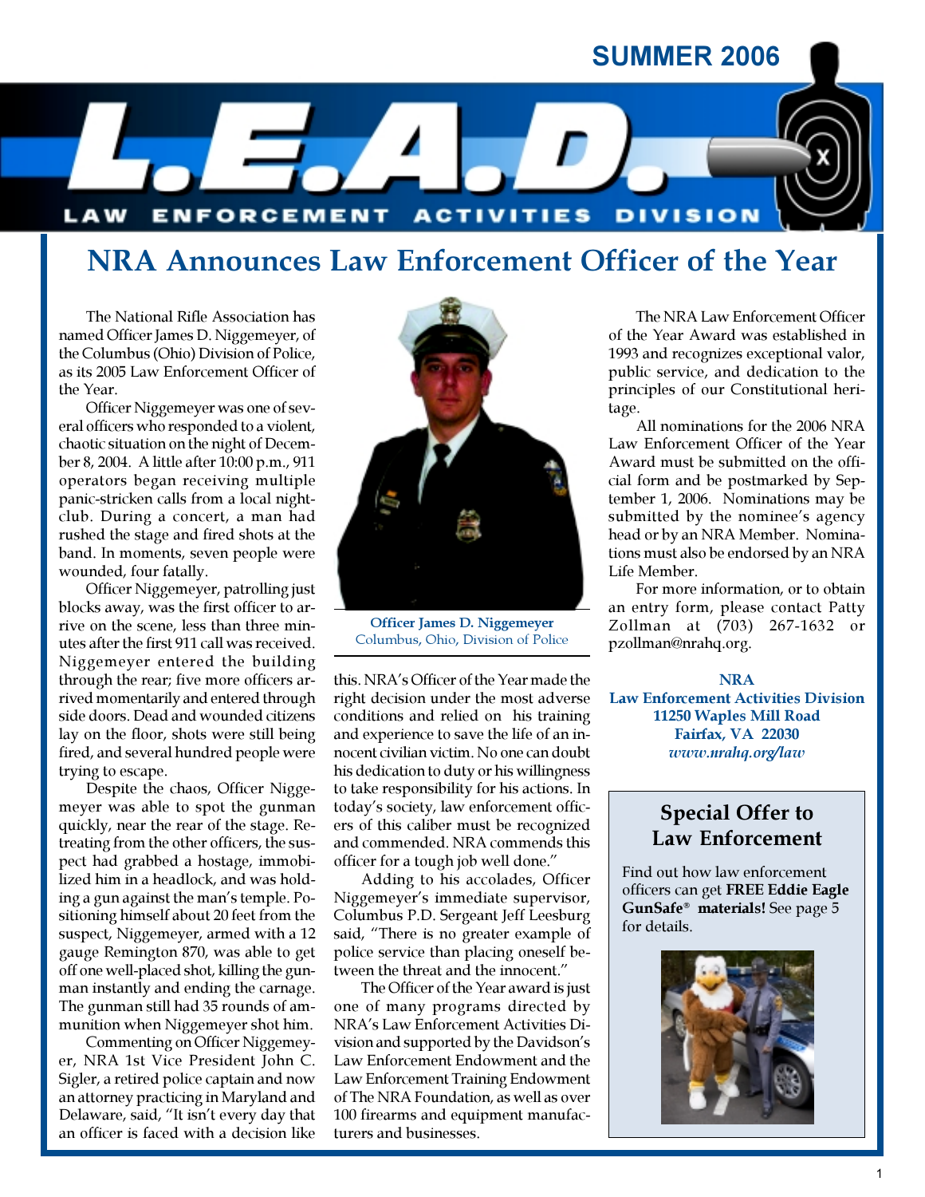SUMMER 2006

# L.E.A.D.

LAW ENFORCEMENT ACTIVITIES DIVISION

## NRA Announces Law Enforcement Officer of the Year

The National Rifle Association has named Officer James D. Niggemeyer, of the Columbus (Ohio) Division of Police, as its 2005 Law Enforcement Officer of the Year.

Officer Niggemeyer was one of several officers who responded to a violent, chaotic situation on the night of December 8, 2004. A little after 10:00 p.m., 911 operators began receiving multiple panic-stricken calls from a local nightclub. During a concert, a man had rushed the stage and fired shots at the band. In moments, seven people were wounded, four fatally.

Officer Niggemeyer, patrolling just blocks away, was the first officer to arrive on the scene, less than three minutes after the first 911 call was received. Niggemeyer entered the building through the rear; five more officers arrived momentarily and entered through side doors. Dead and wounded citizens lay on the floor, shots were still being fired, and several hundred people were trying to escape.

Despite the chaos, Officer Niggemeyer was able to spot the gunman quickly, near the rear of the stage. Retreating from the other officers, the suspect had grabbed a hostage, immobilized him in a headlock, and was holding a gun against the man's temple. Positioning himself about 20 feet from the suspect, Niggemeyer, armed with a 12 gauge Remington 870, was able to get off one well-placed shot, killing the gunman instantly and ending the carnage. The gunman still had 35 rounds of ammunition when Niggemeyer shot him.

Commenting on Officer Niggemeyer, NRA 1st Vice President John C. Sigler, a retired police captain and now an attorney practicing in Maryland and Delaware, said, "It isn't every day that an officer is faced with a decision like this. NRA's Officer of the Year made the right decision under the most adverse conditions and relied on his training and experience to save the life of an innocent civilian victim. No one can doubt his dedication to duty or his willingness to take responsibility for his actions. In today's society, law enforcement officers of this caliber must be recognized and commended. NRA commends this officer for a tough job well done."

**Officer James D. Niggemeyer**
Columbus, Ohio, Division of Police

Adding to his accolades, Officer Niggemeyer's immediate supervisor, Columbus P.D. Sergeant Jeff Leesburg said, "There is no greater example of police service than placing oneself between the threat and the innocent."

The Officer of the Year award is just one of many programs directed by NRA's Law Enforcement Activities Division and supported by the Davidson's Law Enforcement Endowment and the Law Enforcement Training Endowment of The NRA Foundation, as well as over 100 firearms and equipment manufacturers and businesses.

The NRA Law Enforcement Officer of the Year Award was established in 1993 and recognizes exceptional valor, public service, and dedication to the principles of our Constitutional heritage.

All nominations for the 2006 NRA Law Enforcement Officer of the Year Award must be submitted on the official form and be postmarked by September 1, 2006. Nominations may be submitted by the nominee's agency head or by an NRA Member. Nominations must also be endorsed by an NRA Life Member.

For more information, or to obtain an entry form, please contact Patty Zollman at (703) 267-1632 or pzollman@nrahq.org.

**NRA**
**Law Enforcement Activities Division**
**11250 Waples Mill Road**
**Fairfax, VA 22030**
***www.nrahq.org/law***

### Special Offer to Law Enforcement

Find out how law enforcement officers can get **FREE Eddie Eagle GunSafe® materials!** See page 5 for details.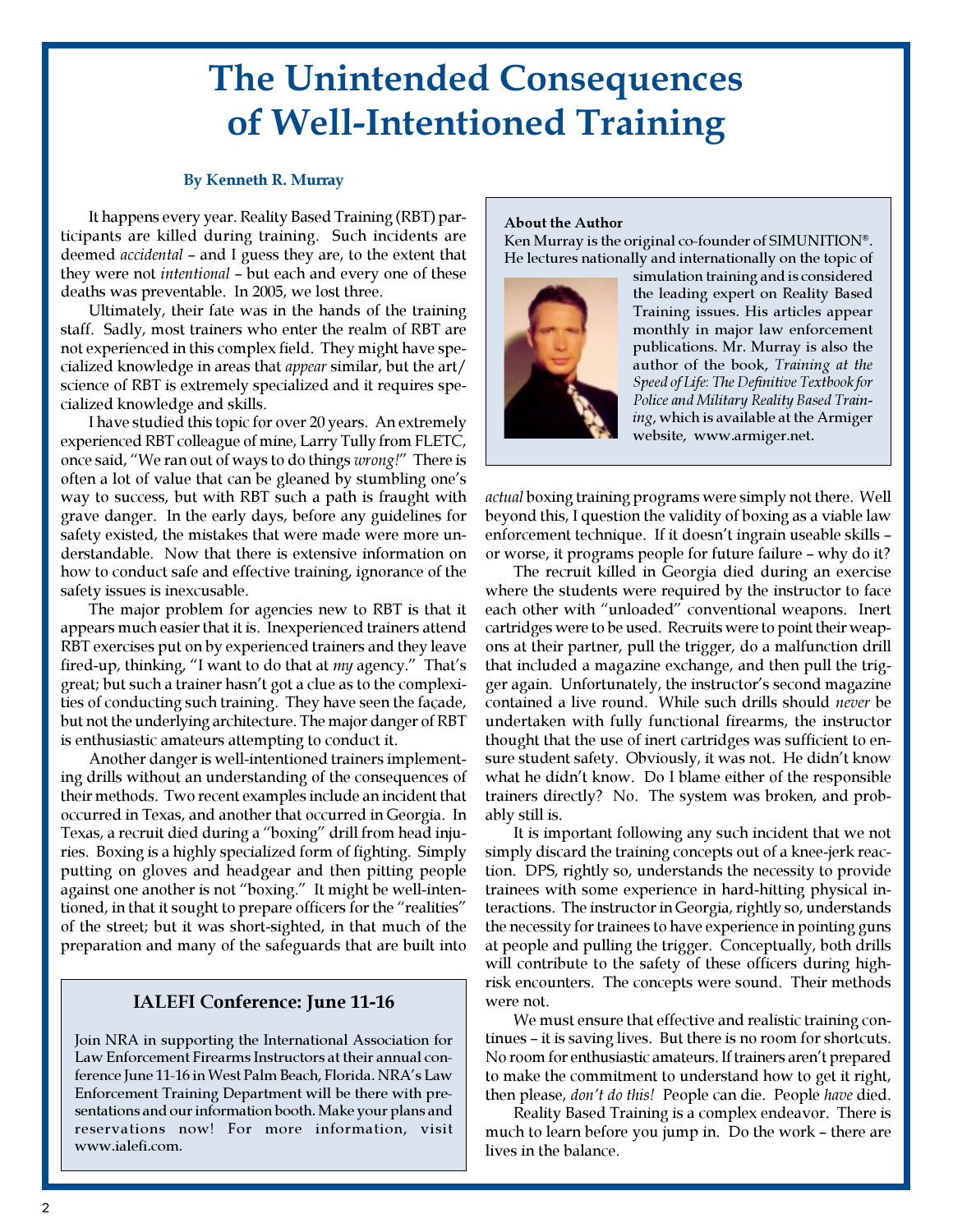# The Unintended Consequences of Well-Intentioned Training

**By Kenneth R. Murray**

It happens every year. Reality Based Training (RBT) participants are killed during training. Such incidents are deemed *accidental* – and I guess they are, to the extent that they were not *intentional* – but each and every one of these deaths was preventable. In 2005, we lost three.

Ultimately, their fate was in the hands of the training staff. Sadly, most trainers who enter the realm of RBT are not experienced in this complex field. They might have specialized knowledge in areas that *appear* similar, but the art/science of RBT is extremely specialized and it requires specialized knowledge and skills.

I have studied this topic for over 20 years. An extremely experienced RBT colleague of mine, Larry Tully from FLETC, once said, "We ran out of ways to do things *wrong!*" There is often a lot of value that can be gleaned by stumbling one's way to success, but with RBT such a path is fraught with grave danger. In the early days, before any guidelines for safety existed, the mistakes that were made were more understandable. Now that there is extensive information on how to conduct safe and effective training, ignorance of the safety issues is inexcusable.

The major problem for agencies new to RBT is that it appears much easier that it is. Inexperienced trainers attend RBT exercises put on by experienced trainers and they leave fired-up, thinking, "I want to do that at *my* agency." That's great; but such a trainer hasn't got a clue as to the complexities of conducting such training. They have seen the façade, but not the underlying architecture. The major danger of RBT is enthusiastic amateurs attempting to conduct it.

Another danger is well-intentioned trainers implementing drills without an understanding of the consequences of their methods. Two recent examples include an incident that occurred in Texas, and another that occurred in Georgia. In Texas, a recruit died during a "boxing" drill from head injuries. Boxing is a highly specialized form of fighting. Simply putting on gloves and headgear and then pitting people against one another is not "boxing." It might be well-intentioned, in that it sought to prepare officers for the "realities" of the street; but it was short-sighted, in that much of the preparation and many of the safeguards that are built into *actual* boxing training programs were simply not there. Well beyond this, I question the validity of boxing as a viable law enforcement technique. If it doesn't ingrain useable skills – or worse, it programs people for future failure – why do it?

The recruit killed in Georgia died during an exercise where the students were required by the instructor to face each other with "unloaded" conventional weapons. Inert cartridges were to be used. Recruits were to point their weapons at their partner, pull the trigger, do a malfunction drill that included a magazine exchange, and then pull the trigger again. Unfortunately, the instructor's second magazine contained a live round. While such drills should *never* be undertaken with fully functional firearms, the instructor thought that the use of inert cartridges was sufficient to ensure student safety. Obviously, it was not. He didn't know what he didn't know. Do I blame either of the responsible trainers directly? No. The system was broken, and probably still is.

It is important following any such incident that we not simply discard the training concepts out of a knee-jerk reaction. DPS, rightly so, understands the necessity to provide trainees with some experience in hard-hitting physical interactions. The instructor in Georgia, rightly so, understands the necessity for trainees to have experience in pointing guns at people and pulling the trigger. Conceptually, both drills will contribute to the safety of these officers during high-risk encounters. The concepts were sound. Their methods were not.

We must ensure that effective and realistic training continues – it is saving lives. But there is no room for shortcuts. No room for enthusiastic amateurs. If trainers aren't prepared to make the commitment to understand how to get it right, then please, *don't do this!* People can die. People *have* died.

Reality Based Training is a complex endeavor. There is much to learn before you jump in. Do the work – there are lives in the balance.

---

**About the Author**

Ken Murray is the original co-founder of SIMUNITION®. He lectures nationally and internationally on the topic of simulation training and is considered the leading expert on Reality Based Training issues. His articles appear monthly in major law enforcement publications. Mr. Murray is also the author of the book, *Training at the Speed of Life: The Definitive Textbook for Police and Military Reality Based Training*, which is available at the Armiger website, www.armiger.net.

---

### IALEFI Conference: June 11-16

Join NRA in supporting the International Association for Law Enforcement Firearms Instructors at their annual conference June 11-16 in West Palm Beach, Florida. NRA's Law Enforcement Training Department will be there with presentations and our information booth. Make your plans and reservations now! For more information, visit www.ialefi.com.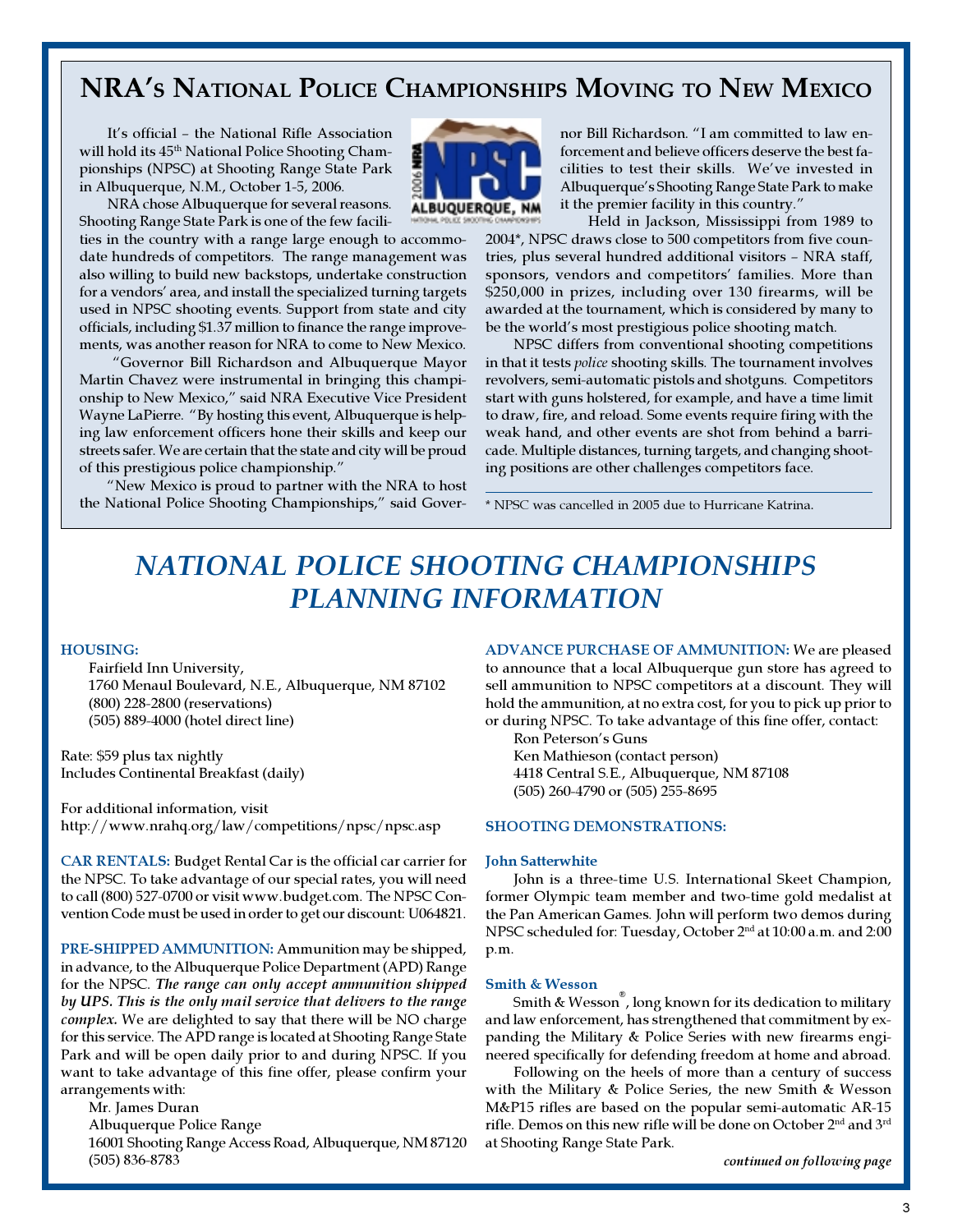# NRA's National Police Championships Moving to New Mexico

It's official – the National Rifle Association will hold its 45th National Police Shooting Championships (NPSC) at Shooting Range State Park in Albuquerque, N.M., October 1-5, 2006.

NRA chose Albuquerque for several reasons. Shooting Range State Park is one of the few facilities in the country with a range large enough to accommodate hundreds of competitors. The range management was also willing to build new backstops, undertake construction for a vendors' area, and install the specialized turning targets used in NPSC shooting events. Support from state and city officials, including $1.37 million to finance the range improvements, was another reason for NRA to come to New Mexico.

"Governor Bill Richardson and Albuquerque Mayor Martin Chavez were instrumental in bringing this championship to New Mexico," said NRA Executive Vice President Wayne LaPierre. "By hosting this event, Albuquerque is helping law enforcement officers hone their skills and keep our streets safer. We are certain that the state and city will be proud of this prestigious police championship."

"New Mexico is proud to partner with the NRA to host the National Police Shooting Championships," said Governor Bill Richardson. "I am committed to law enforcement and believe officers deserve the best facilities to test their skills. We've invested in Albuquerque's Shooting Range State Park to make it the premier facility in this country."

Held in Jackson, Mississippi from 1989 to 2004*, NPSC draws close to 500 competitors from five countries, plus several hundred additional visitors – NRA staff, sponsors, vendors and competitors' families. More than $250,000 in prizes, including over 130 firearms, will be awarded at the tournament, which is considered by many to be the world's most prestigious police shooting match.

NPSC differs from conventional shooting competitions in that it tests *police* shooting skills. The tournament involves revolvers, semi-automatic pistols and shotguns. Competitors start with guns holstered, for example, and have a time limit to draw, fire, and reload. Some events require firing with the weak hand, and other events are shot from behind a barricade. Multiple distances, turning targets, and changing shooting positions are other challenges competitors face.

\* NPSC was cancelled in 2005 due to Hurricane Katrina.

# *NATIONAL POLICE SHOOTING CHAMPIONSHIPS PLANNING INFORMATION*

**HOUSING:**

Fairfield Inn University,
1760 Menaul Boulevard, N.E., Albuquerque, NM 87102
(800) 228-2800 (reservations)
(505) 889-4000 (hotel direct line)

Rate: $59 plus tax nightly
Includes Continental Breakfast (daily)

For additional information, visit
http://www.nrahq.org/law/competitions/npsc/npsc.asp

**CAR RENTALS:** Budget Rental Car is the official car carrier for the NPSC. To take advantage of our special rates, you will need to call (800) 527-0700 or visit www.budget.com. The NPSC Convention Code must be used in order to get our discount: U064821.

**PRE-SHIPPED AMMUNITION:** Ammunition may be shipped, in advance, to the Albuquerque Police Department (APD) Range for the NPSC. ***The range can only accept ammunition shipped by UPS. This is the only mail service that delivers to the range complex.*** We are delighted to say that there will be NO charge for this service. The APD range is located at Shooting Range State Park and will be open daily prior to and during NPSC. If you want to take advantage of this fine offer, please confirm your arrangements with:

Mr. James Duran
Albuquerque Police Range
16001 Shooting Range Access Road, Albuquerque, NM 87120
(505) 836-8783

**ADVANCE PURCHASE OF AMMUNITION:** We are pleased to announce that a local Albuquerque gun store has agreed to sell ammunition to NPSC competitors at a discount. They will hold the ammunition, at no extra cost, for you to pick up prior to or during NPSC. To take advantage of this fine offer, contact:

Ron Peterson's Guns
Ken Mathieson (contact person)
4418 Central S.E., Albuquerque, NM 87108
(505) 260-4790 or (505) 255-8695

**SHOOTING DEMONSTRATIONS:**

**John Satterwhite**

John is a three-time U.S. International Skeet Champion, former Olympic team member and two-time gold medalist at the Pan American Games. John will perform two demos during NPSC scheduled for: Tuesday, October 2nd at 10:00 a.m. and 2:00 p.m.

**Smith & Wesson**

Smith & Wesson®, long known for its dedication to military and law enforcement, has strengthened that commitment by expanding the Military & Police Series with new firearms engineered specifically for defending freedom at home and abroad.

Following on the heels of more than a century of success with the Military & Police Series, the new Smith & Wesson M&P15 rifles are based on the popular semi-automatic AR-15 rifle. Demos on this new rifle will be done on October 2nd and 3rd at Shooting Range State Park.

***continued on following page***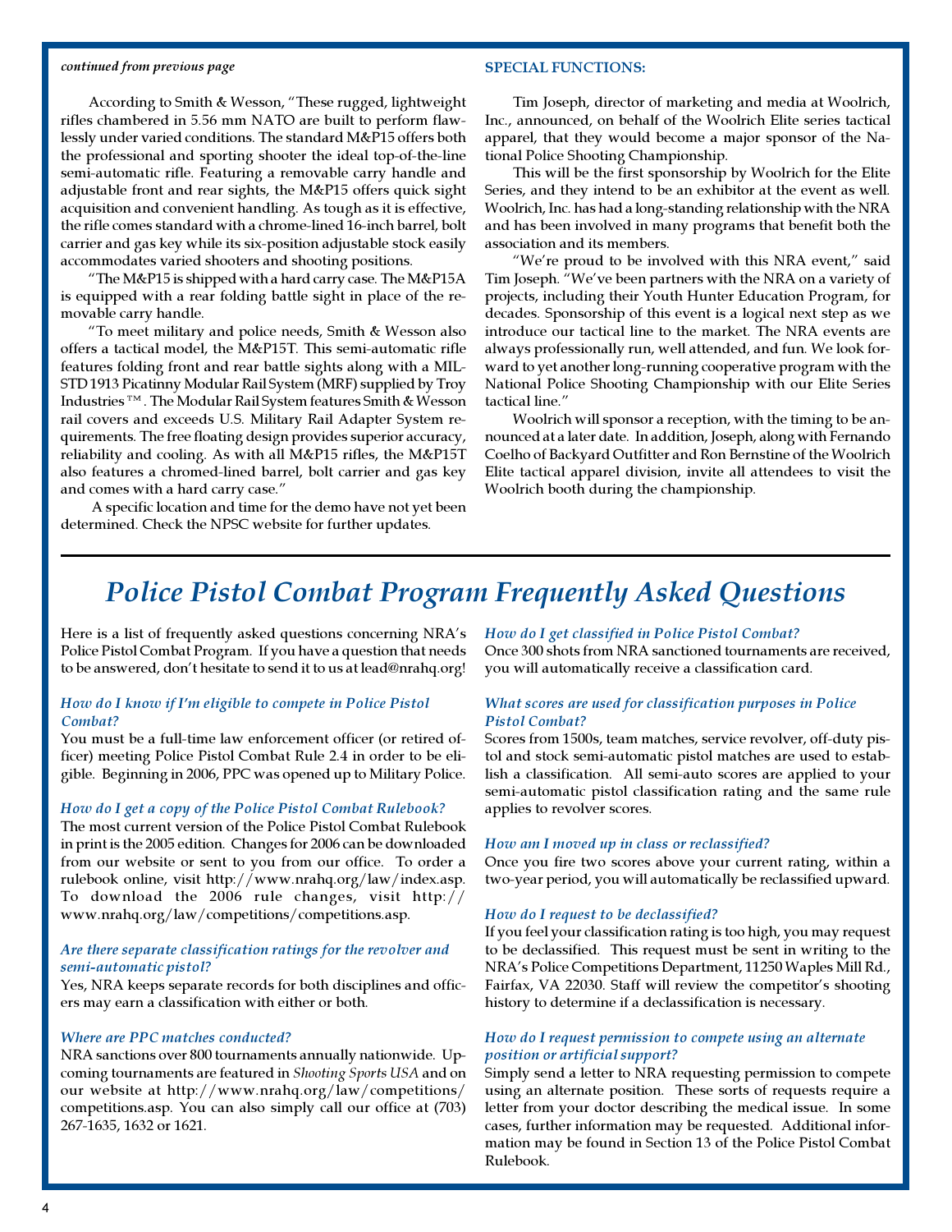*continued from previous page*

According to Smith & Wesson, "These rugged, lightweight rifles chambered in 5.56 mm NATO are built to perform flawlessly under varied conditions. The standard M&P15 offers both the professional and sporting shooter the ideal top-of-the-line semi-automatic rifle. Featuring a removable carry handle and adjustable front and rear sights, the M&P15 offers quick sight acquisition and convenient handling. As tough as it is effective, the rifle comes standard with a chrome-lined 16-inch barrel, bolt carrier and gas key while its six-position adjustable stock easily accommodates varied shooters and shooting positions.

"The M&P15 is shipped with a hard carry case. The M&P15A is equipped with a rear folding battle sight in place of the removable carry handle.

"To meet military and police needs, Smith & Wesson also offers a tactical model, the M&P15T. This semi-automatic rifle features folding front and rear battle sights along with a MIL-STD 1913 Picatinny Modular Rail System (MRF) supplied by Troy Industries ™. The Modular Rail System features Smith & Wesson rail covers and exceeds U.S. Military Rail Adapter System requirements. The free floating design provides superior accuracy, reliability and cooling. As with all M&P15 rifles, the M&P15T also features a chromed-lined barrel, bolt carrier and gas key and comes with a hard carry case."

A specific location and time for the demo have not yet been determined. Check the NPSC website for further updates.

### SPECIAL FUNCTIONS:

Tim Joseph, director of marketing and media at Woolrich, Inc., announced, on behalf of the Woolrich Elite series tactical apparel, that they would become a major sponsor of the National Police Shooting Championship.

This will be the first sponsorship by Woolrich for the Elite Series, and they intend to be an exhibitor at the event as well. Woolrich, Inc. has had a long-standing relationship with the NRA and has been involved in many programs that benefit both the association and its members.

"We're proud to be involved with this NRA event," said Tim Joseph. "We've been partners with the NRA on a variety of projects, including their Youth Hunter Education Program, for decades. Sponsorship of this event is a logical next step as we introduce our tactical line to the market. The NRA events are always professionally run, well attended, and fun. We look forward to yet another long-running cooperative program with the National Police Shooting Championship with our Elite Series tactical line."

Woolrich will sponsor a reception, with the timing to be announced at a later date. In addition, Joseph, along with Fernando Coelho of Backyard Outfitter and Ron Bernstine of the Woolrich Elite tactical apparel division, invite all attendees to visit the Woolrich booth during the championship.

## *Police Pistol Combat Program Frequently Asked Questions*

Here is a list of frequently asked questions concerning NRA's Police Pistol Combat Program. If you have a question that needs to be answered, don't hesitate to send it to us at lead@nrahq.org!

*How do I know if I'm eligible to compete in Police Pistol Combat?*

You must be a full-time law enforcement officer (or retired officer) meeting Police Pistol Combat Rule 2.4 in order to be eligible. Beginning in 2006, PPC was opened up to Military Police.

*How do I get a copy of the Police Pistol Combat Rulebook?*

The most current version of the Police Pistol Combat Rulebook in print is the 2005 edition. Changes for 2006 can be downloaded from our website or sent to you from our office. To order a rulebook online, visit http://www.nrahq.org/law/index.asp. To download the 2006 rule changes, visit http://www.nrahq.org/law/competitions/competitions.asp.

*Are there separate classification ratings for the revolver and semi-automatic pistol?*

Yes, NRA keeps separate records for both disciplines and officers may earn a classification with either or both.

*Where are PPC matches conducted?*

NRA sanctions over 800 tournaments annually nationwide. Upcoming tournaments are featured in *Shooting Sports USA* and on our website at http://www.nrahq.org/law/competitions/competitions.asp. You can also simply call our office at (703) 267-1635, 1632 or 1621.

*How do I get classified in Police Pistol Combat?*

Once 300 shots from NRA sanctioned tournaments are received, you will automatically receive a classification card.

*What scores are used for classification purposes in Police Pistol Combat?*

Scores from 1500s, team matches, service revolver, off-duty pistol and stock semi-automatic pistol matches are used to establish a classification. All semi-auto scores are applied to your semi-automatic pistol classification rating and the same rule applies to revolver scores.

*How am I moved up in class or reclassified?*

Once you fire two scores above your current rating, within a two-year period, you will automatically be reclassified upward.

*How do I request to be declassified?*

If you feel your classification rating is too high, you may request to be declassified. This request must be sent in writing to the NRA's Police Competitions Department, 11250 Waples Mill Rd., Fairfax, VA 22030. Staff will review the competitor's shooting history to determine if a declassification is necessary.

*How do I request permission to compete using an alternate position or artificial support?*

Simply send a letter to NRA requesting permission to compete using an alternate position. These sorts of requests require a letter from your doctor describing the medical issue. In some cases, further information may be requested. Additional information may be found in Section 13 of the Police Pistol Combat Rulebook.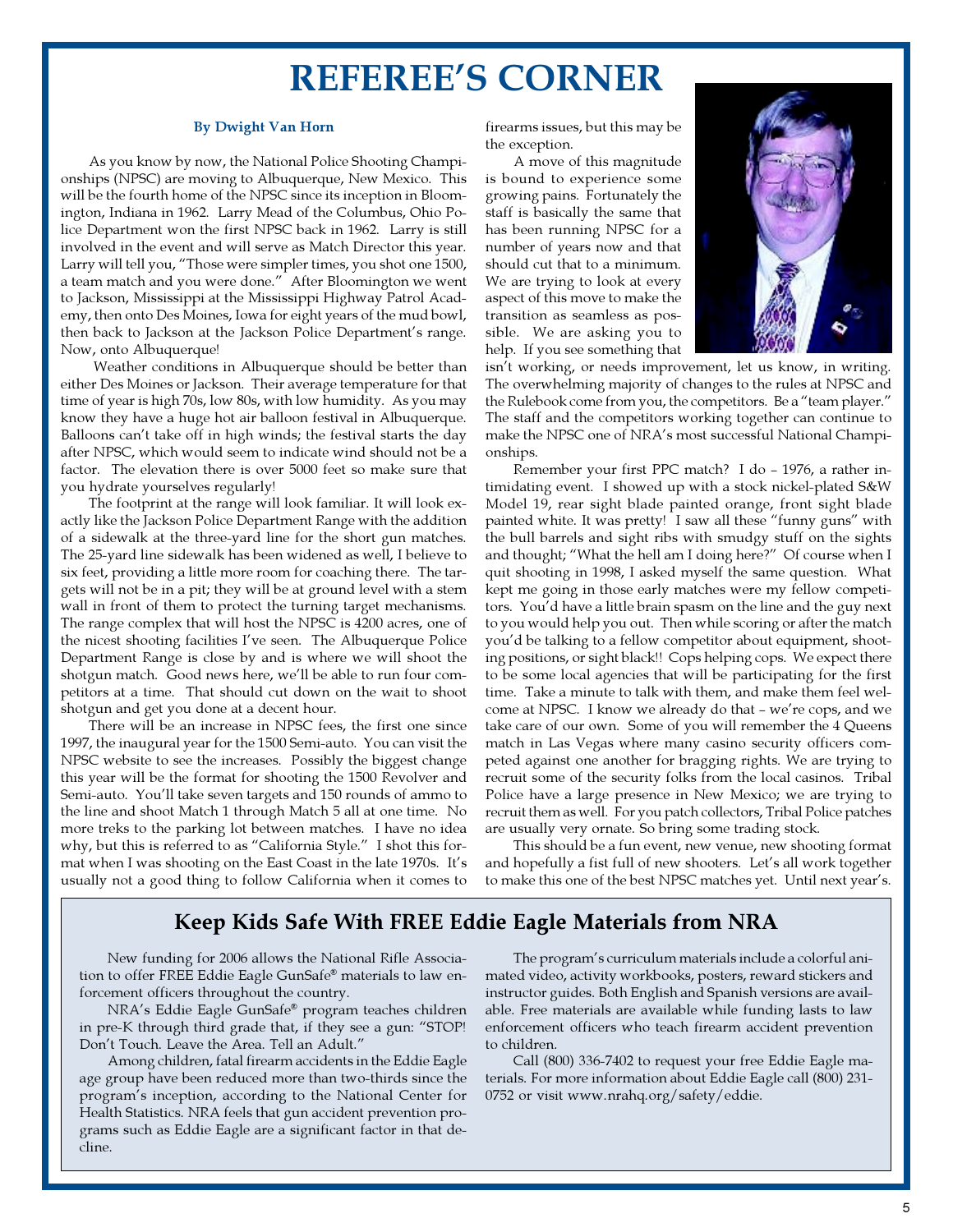# REFEREE'S CORNER

**By Dwight Van Horn**

As you know by now, the National Police Shooting Championships (NPSC) are moving to Albuquerque, New Mexico. This will be the fourth home of the NPSC since its inception in Bloomington, Indiana in 1962. Larry Mead of the Columbus, Ohio Police Department won the first NPSC back in 1962. Larry is still involved in the event and will serve as Match Director this year. Larry will tell you, "Those were simpler times, you shot one 1500, a team match and you were done." After Bloomington we went to Jackson, Mississippi at the Mississippi Highway Patrol Academy, then onto Des Moines, Iowa for eight years of the mud bowl, then back to Jackson at the Jackson Police Department's range. Now, onto Albuquerque!

Weather conditions in Albuquerque should be better than either Des Moines or Jackson. Their average temperature for that time of year is high 70s, low 80s, with low humidity. As you may know they have a huge hot air balloon festival in Albuquerque. Balloons can't take off in high winds; the festival starts the day after NPSC, which would seem to indicate wind should not be a factor. The elevation there is over 5000 feet so make sure that you hydrate yourselves regularly!

The footprint at the range will look familiar. It will look exactly like the Jackson Police Department Range with the addition of a sidewalk at the three-yard line for the short gun matches. The 25-yard line sidewalk has been widened as well, I believe to six feet, providing a little more room for coaching there. The targets will not be in a pit; they will be at ground level with a stem wall in front of them to protect the turning target mechanisms. The range complex that will host the NPSC is 4200 acres, one of the nicest shooting facilities I've seen. The Albuquerque Police Department Range is close by and is where we will shoot the shotgun match. Good news here, we'll be able to run four competitors at a time. That should cut down on the wait to shoot shotgun and get you done at a decent hour.

There will be an increase in NPSC fees, the first one since 1997, the inaugural year for the 1500 Semi-auto. You can visit the NPSC website to see the increases. Possibly the biggest change this year will be the format for shooting the 1500 Revolver and Semi-auto. You'll take seven targets and 150 rounds of ammo to the line and shoot Match 1 through Match 5 all at one time. No more treks to the parking lot between matches. I have no idea why, but this is referred to as "California Style." I shot this format when I was shooting on the East Coast in the late 1970s. It's usually not a good thing to follow California when it comes to firearms issues, but this may be the exception.

A move of this magnitude is bound to experience some growing pains. Fortunately the staff is basically the same that has been running NPSC for a number of years now and that should cut that to a minimum. We are trying to look at every aspect of this move to make the transition as seamless as possible. We are asking you to help. If you see something that isn't working, or needs improvement, let us know, in writing. The overwhelming majority of changes to the rules at NPSC and the Rulebook come from you, the competitors. Be a "team player." The staff and the competitors working together can continue to make the NPSC one of NRA's most successful National Championships.

Remember your first PPC match? I do – 1976, a rather intimidating event. I showed up with a stock nickel-plated S&W Model 19, rear sight blade painted orange, front sight blade painted white. It was pretty! I saw all these "funny guns" with the bull barrels and sight ribs with smudgy stuff on the sights and thought; "What the hell am I doing here?" Of course when I quit shooting in 1998, I asked myself the same question. What kept me going in those early matches were my fellow competitors. You'd have a little brain spasm on the line and the guy next to you would help you out. Then while scoring or after the match you'd be talking to a fellow competitor about equipment, shooting positions, or sight black!! Cops helping cops. We expect there to be some local agencies that will be participating for the first time. Take a minute to talk with them, and make them feel welcome at NPSC. I know we already do that – we're cops, and we take care of our own. Some of you will remember the 4 Queens match in Las Vegas where many casino security officers competed against one another for bragging rights. We are trying to recruit some of the security folks from the local casinos. Tribal Police have a large presence in New Mexico; we are trying to recruit them as well. For you patch collectors, Tribal Police patches are usually very ornate. So bring some trading stock.

This should be a fun event, new venue, new shooting format and hopefully a fist full of new shooters. Let's all work together to make this one of the best NPSC matches yet. Until next year's.

## Keep Kids Safe With FREE Eddie Eagle Materials from NRA

New funding for 2006 allows the National Rifle Association to offer FREE Eddie Eagle GunSafe® materials to law enforcement officers throughout the country.

NRA's Eddie Eagle GunSafe® program teaches children in pre-K through third grade that, if they see a gun: "STOP! Don't Touch. Leave the Area. Tell an Adult."

Among children, fatal firearm accidents in the Eddie Eagle age group have been reduced more than two-thirds since the program's inception, according to the National Center for Health Statistics. NRA feels that gun accident prevention programs such as Eddie Eagle are a significant factor in that decline.

The program's curriculum materials include a colorful animated video, activity workbooks, posters, reward stickers and instructor guides. Both English and Spanish versions are available. Free materials are available while funding lasts to law enforcement officers who teach firearm accident prevention to children.

Call (800) 336-7402 to request your free Eddie Eagle materials. For more information about Eddie Eagle call (800) 231-0752 or visit www.nrahq.org/safety/eddie.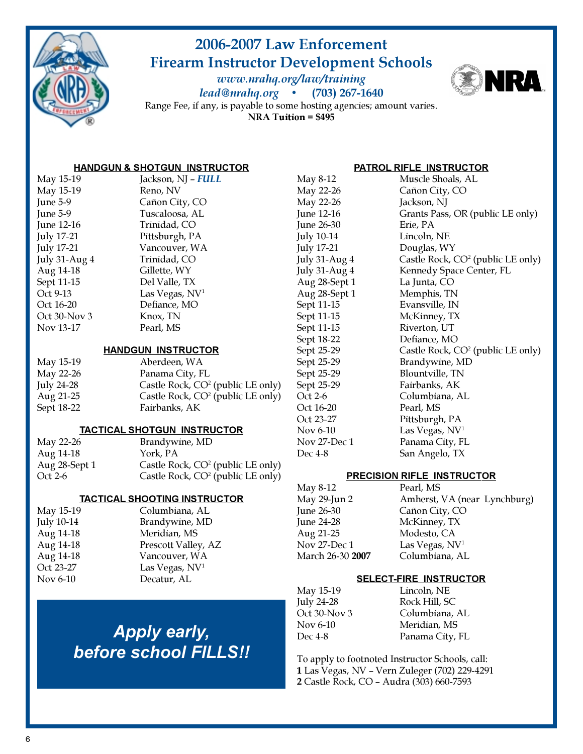# 2006-2007 Law Enforcement Firearm Instructor Development Schools

*www.nrahq.org/law/training*

*lead@nrahq.org* • **(703) 267-1640**

Range Fee, if any, is payable to some hosting agencies; amount varies.

**NRA Tuition = $495**

## HANDGUN & SHOTGUN INSTRUCTOR

| Dates | Location |
|---|---|
| May 15-19 | Jackson, NJ – ***FULL*** |
| May 15-19 | Reno, NV |
| June 5-9 | Cañon City, CO |
| June 5-9 | Tuscaloosa, AL |
| June 12-16 | Trinidad, CO |
| July 17-21 | Pittsburgh, PA |
| July 17-21 | Vancouver, WA |
| July 31-Aug 4 | Trinidad, CO |
| Aug 14-18 | Gillette, WY |
| Sept 11-15 | Del Valle, TX |
| Oct 9-13 | Las Vegas, NV[1] |
| Oct 16-20 | Defiance, MO |
| Oct 30-Nov 3 | Knox, TN |
| Nov 13-17 | Pearl, MS |

## HANDGUN INSTRUCTOR

| Dates | Location |
|---|---|
| May 15-19 | Aberdeen, WA |
| May 22-26 | Panama City, FL |
| July 24-28 | Castle Rock, CO[2] (public LE only) |
| Aug 21-25 | Castle Rock, CO[2] (public LE only) |
| Sept 18-22 | Fairbanks, AK |

## TACTICAL SHOTGUN INSTRUCTOR

| Dates | Location |
|---|---|
| May 22-26 | Brandywine, MD |
| Aug 14-18 | York, PA |
| Aug 28-Sept 1 | Castle Rock, CO[2] (public LE only) |
| Oct 2-6 | Castle Rock, CO[2] (public LE only) |

## TACTICAL SHOOTING INSTRUCTOR

| Dates | Location |
|---|---|
| May 15-19 | Columbiana, AL |
| July 10-14 | Brandywine, MD |
| Aug 14-18 | Meridian, MS |
| Aug 14-18 | Prescott Valley, AZ |
| Aug 14-18 | Vancouver, WA |
| Oct 23-27 | Las Vegas, NV[1] |
| Nov 6-10 | Decatur, AL |

***Apply early, before school FILLS!!***

## PATROL RIFLE INSTRUCTOR

| Dates | Location |
|---|---|
| May 8-12 | Muscle Shoals, AL |
| May 22-26 | Cañon City, CO |
| May 22-26 | Jackson, NJ |
| June 12-16 | Grants Pass, OR (public LE only) |
| June 26-30 | Erie, PA |
| July 10-14 | Lincoln, NE |
| July 17-21 | Douglas, WY |
| July 31-Aug 4 | Castle Rock, CO[2] (public LE only) |
| July 31-Aug 4 | Kennedy Space Center, FL |
| Aug 28-Sept 1 | La Junta, CO |
| Aug 28-Sept 1 | Memphis, TN |
| Sept 11-15 | Evansville, IN |
| Sept 11-15 | McKinney, TX |
| Sept 11-15 | Riverton, UT |
| Sept 18-22 | Defiance, MO |
| Sept 25-29 | Castle Rock, CO[2] (public LE only) |
| Sept 25-29 | Brandywine, MD |
| Sept 25-29 | Blountville, TN |
| Sept 25-29 | Fairbanks, AK |
| Oct 2-6 | Columbiana, AL |
| Oct 16-20 | Pearl, MS |
| Oct 23-27 | Pittsburgh, PA |
| Nov 6-10 | Las Vegas, NV[1] |
| Nov 27-Dec 1 | Panama City, FL |
| Dec 4-8 | San Angelo, TX |

## PRECISION RIFLE INSTRUCTOR

| Dates | Location |
|---|---|
| May 8-12 | Pearl, MS |
| May 29-Jun 2 | Amherst, VA (near Lynchburg) |
| June 26-30 | Cañon City, CO |
| June 24-28 | McKinney, TX |
| Aug 21-25 | Modesto, CA |
| Nov 27-Dec 1 | Las Vegas, NV[1] |
| March 26-30 **2007** | Columbiana, AL |

## SELECT-FIRE INSTRUCTOR

| Dates | Location |
|---|---|
| May 15-19 | Lincoln, NE |
| July 24-28 | Rock Hill, SC |
| Oct 30-Nov 3 | Columbiana, AL |
| Nov 6-10 | Meridian, MS |
| Dec 4-8 | Panama City, FL |

To apply to footnoted Instructor Schools, call:

**1** Las Vegas, NV – Vern Zuleger (702) 229-4291

**2** Castle Rock, CO – Audra (303) 660-7593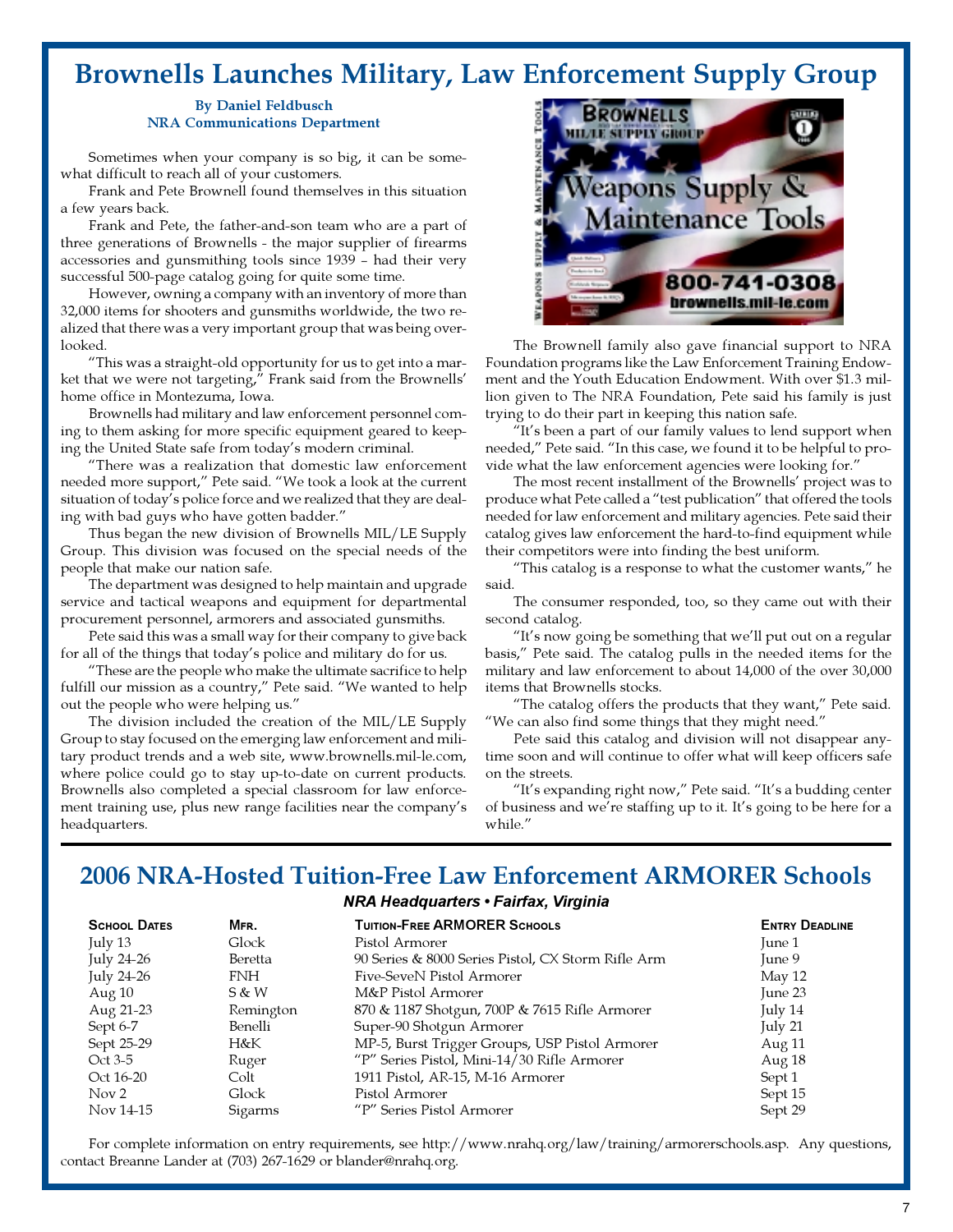# Brownells Launches Military, Law Enforcement Supply Group

**By Daniel Feldbusch**
**NRA Communications Department**

Sometimes when your company is so big, it can be somewhat difficult to reach all of your customers.

Frank and Pete Brownell found themselves in this situation a few years back.

Frank and Pete, the father-and-son team who are a part of three generations of Brownells - the major supplier of firearms accessories and gunsmithing tools since 1939 – had their very successful 500-page catalog going for quite some time.

However, owning a company with an inventory of more than 32,000 items for shooters and gunsmiths worldwide, the two realized that there was a very important group that was being overlooked.

"This was a straight-old opportunity for us to get into a market that we were not targeting," Frank said from the Brownells' home office in Montezuma, Iowa.

Brownells had military and law enforcement personnel coming to them asking for more specific equipment geared to keeping the United State safe from today's modern criminal.

"There was a realization that domestic law enforcement needed more support," Pete said. "We took a look at the current situation of today's police force and we realized that they are dealing with bad guys who have gotten badder."

Thus began the new division of Brownells MIL/LE Supply Group. This division was focused on the special needs of the people that make our nation safe.

The department was designed to help maintain and upgrade service and tactical weapons and equipment for departmental procurement personnel, armorers and associated gunsmiths.

Pete said this was a small way for their company to give back for all of the things that today's police and military do for us.

"These are the people who make the ultimate sacrifice to help fulfill our mission as a country," Pete said. "We wanted to help out the people who were helping us."

The division included the creation of the MIL/LE Supply Group to stay focused on the emerging law enforcement and military product trends and a web site, www.brownells.mil-le.com, where police could go to stay up-to-date on current products. Brownells also completed a special classroom for law enforcement training use, plus new range facilities near the company's headquarters.

The Brownell family also gave financial support to NRA Foundation programs like the Law Enforcement Training Endowment and the Youth Education Endowment. With over $1.3 million given to The NRA Foundation, Pete said his family is just trying to do their part in keeping this nation safe.

"It's been a part of our family values to lend support when needed," Pete said. "In this case, we found it to be helpful to provide what the law enforcement agencies were looking for."

The most recent installment of the Brownells' project was to produce what Pete called a "test publication" that offered the tools needed for law enforcement and military agencies. Pete said their catalog gives law enforcement the hard-to-find equipment while their competitors were into finding the best uniform.

"This catalog is a response to what the customer wants," he said.

The consumer responded, too, so they came out with their second catalog.

"It's now going be something that we'll put out on a regular basis," Pete said. The catalog pulls in the needed items for the military and law enforcement to about 14,000 of the over 30,000 items that Brownells stocks.

"The catalog offers the products that they want," Pete said. "We can also find some things that they might need."

Pete said this catalog and division will not disappear anytime soon and will continue to offer what will keep officers safe on the streets.

"It's expanding right now," Pete said. "It's a budding center of business and we're staffing up to it. It's going to be here for a while."

# 2006 NRA-Hosted Tuition-Free Law Enforcement ARMORER Schools

***NRA Headquarters • Fairfax, Virginia***

| School Dates | Mfr. | Tuition-Free ARMORER Schools | Entry Deadline |
|---|---|---|---|
| July 13 | Glock | Pistol Armorer | June 1 |
| July 24-26 | Beretta | 90 Series & 8000 Series Pistol, CX Storm Rifle Arm | June 9 |
| July 24-26 | FNH | Five-SeveN Pistol Armorer | May 12 |
| Aug 10 | S & W | M&P Pistol Armorer | June 23 |
| Aug 21-23 | Remington | 870 & 1187 Shotgun, 700P & 7615 Rifle Armorer | July 14 |
| Sept 6-7 | Benelli | Super-90 Shotgun Armorer | July 21 |
| Sept 25-29 | H&K | MP-5, Burst Trigger Groups, USP Pistol Armorer | Aug 11 |
| Oct 3-5 | Ruger | "P" Series Pistol, Mini-14/30 Rifle Armorer | Aug 18 |
| Oct 16-20 | Colt | 1911 Pistol, AR-15, M-16 Armorer | Sept 1 |
| Nov 2 | Glock | Pistol Armorer | Sept 15 |
| Nov 14-15 | Sigarms | "P" Series Pistol Armorer | Sept 29 |

For complete information on entry requirements, see http://www.nrahq.org/law/training/armorerschools.asp. Any questions, contact Breanne Lander at (703) 267-1629 or blander@nrahq.org.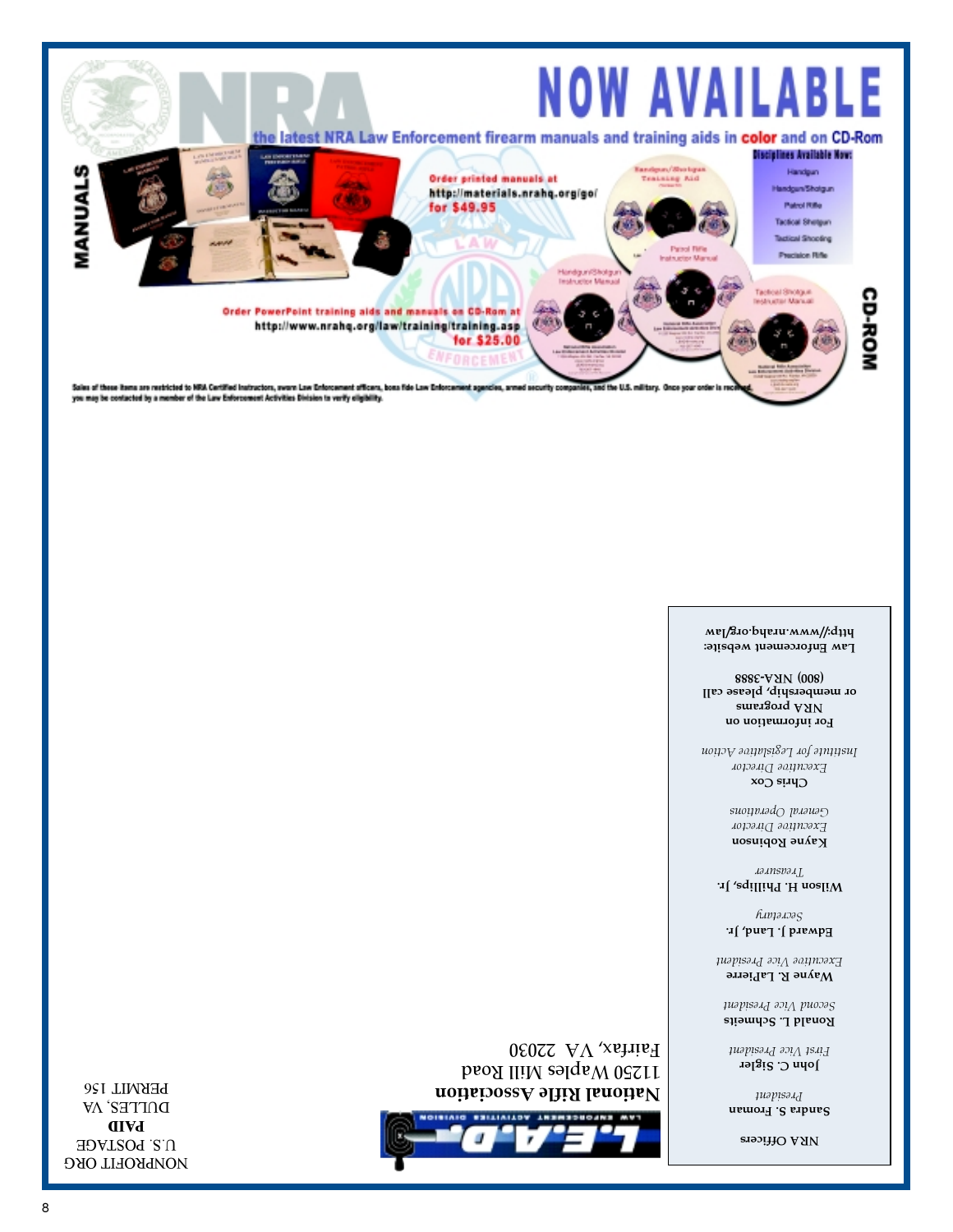# NOW AVAILABLE

the latest NRA Law Enforcement firearm manuals and training aids in color and on CD-Rom

**MANUALS**

Order printed manuals at http://materials.nrahq.org/go/ for $49.95

Order PowerPoint training aids and manuals on CD-Rom at http://www.nrahq.org/law/training/training.asp for $25.00

**CD-ROM**

**Disciplines Available Now:**

- Handgun
- Handgun/Shotgun
- Patrol Rifle
- Tactical Shotgun
- Tactical Shooting
- Precision Rifle

Sales of these items are restricted to NRA Certified Instructors, sworn Law Enforcement officers, bona fide Law Enforcement agencies, armed security companies, and the U.S. military. Once your order is received, you may be contacted by a member of the Law Enforcement Activities Division to verify eligibility.

---

NRA Officers

**Sandra S. Froman**
*President*

**John C. Sigler**
*First Vice President*

**Ronald L. Schmeits**
*Second Vice President*

**Wayne R. LaPierre**
*Executive Vice President*

**Edward J. Land, Jr.**
*Secretary*

**Wilson H. Phillips, Jr.**
*Treasurer*

**Kayne Robinson**
*Executive Director*
*General Operations*

**Chris Cox**
*Executive Director*
*Institute for Legislative Action*

For information on NRA programs or membership, please call (800) NRA-3888

Law Enforcement website:
http://www.nrahq.org/law

---

L.E.A.D. LAW ENFORCEMENT ACTIVITIES DIVISION

**National Rifle Association**
11250 Waples Mill Road
Fairfax, VA 22030

NONPROFIT ORG
U.S. POSTAGE
**PAID**
DULLES, VA
PERMIT 156